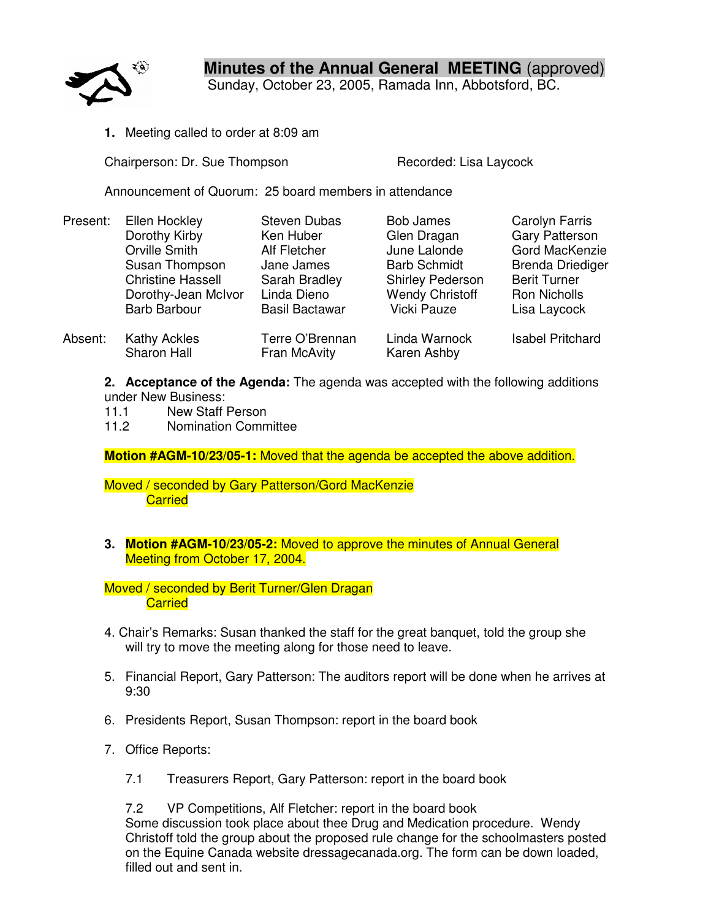# Minutes of the Annual General MEETING (approved)

Sunday, October 23, 2005, Ramada Inn, Abbotsford, BC.

1. Meeting called to order at 8:09 am

Chairperson: Dr. Sue Thompson    Recorded: Lisa Laycock

Announcement of Quorum: 25 board members in attendance

| | | | | |
|---|---|---|---|---|
| Present: | Ellen Hockley | Steven Dubas | Bob James | Carolyn Farris |
| | Dorothy Kirby | Ken Huber | Glen Dragan | Gary Patterson |
| | Orville Smith | Alf Fletcher | June Lalonde | Gord MacKenzie |
| | Susan Thompson | Jane James | Barb Schmidt | Brenda Driediger |
| | Christine Hassell | Sarah Bradley | Shirley Pederson | Berit Turner |
| | Dorothy-Jean McIvor | Linda Dieno | Wendy Christoff | Ron Nicholls |
| | Barb Barbour | Basil Bactawar | Vicki Pauze | Lisa Laycock |
| Absent: | Kathy Ackles | Terre O'Brennan | Linda Warnock | Isabel Pritchard |
| | Sharon Hall | Fran McAvity | Karen Ashby | |

2. **Acceptance of the Agenda:** The agenda was accepted with the following additions under New Business:

11.1 New Staff Person
11.2 Nomination Committee

**Motion #AGM-10/23/05-1:** Moved that the agenda be accepted the above addition.

Moved / seconded by Gary Patterson/Gord MacKenzie
Carried

3. **Motion #AGM-10/23/05-2:** Moved to approve the minutes of Annual General Meeting from October 17, 2004.

Moved / seconded by Berit Turner/Glen Dragan
Carried

4. Chair's Remarks: Susan thanked the staff for the great banquet, told the group she will try to move the meeting along for those need to leave.

5. Financial Report, Gary Patterson: The auditors report will be done when he arrives at 9:30

6. Presidents Report, Susan Thompson: report in the board book

7. Office Reports:

   7.1 Treasurers Report, Gary Patterson: report in the board book

   7.2 VP Competitions, Alf Fletcher: report in the board book
   Some discussion took place about thee Drug and Medication procedure. Wendy Christoff told the group about the proposed rule change for the schoolmasters posted on the Equine Canada website dressagecanada.org. The form can be down loaded, filled out and sent in.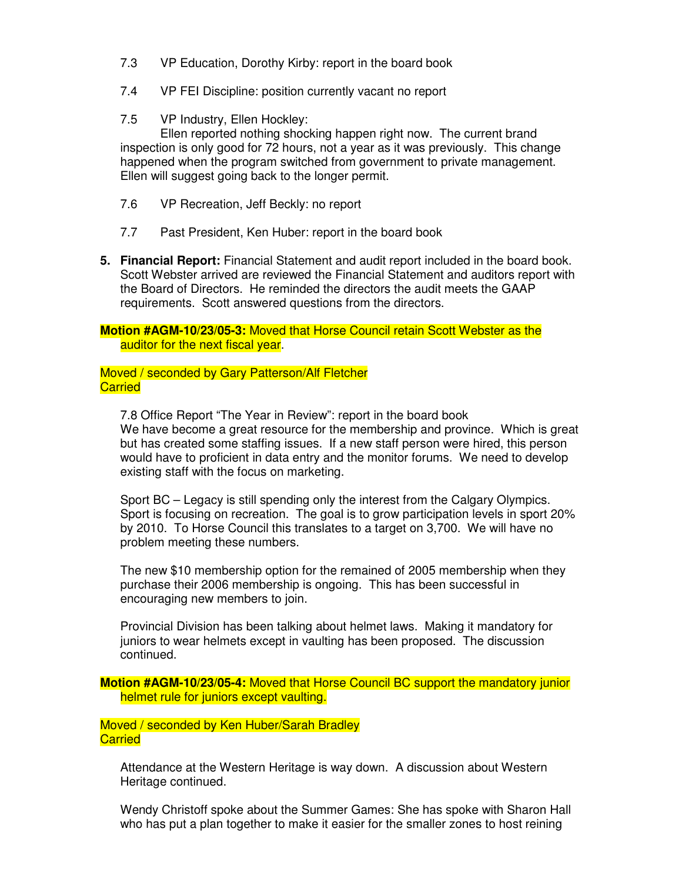7.3 VP Education, Dorothy Kirby: report in the board book

7.4 VP FEI Discipline: position currently vacant no report

7.5 VP Industry, Ellen Hockley:
Ellen reported nothing shocking happen right now. The current brand inspection is only good for 72 hours, not a year as it was previously. This change happened when the program switched from government to private management. Ellen will suggest going back to the longer permit.

7.6 VP Recreation, Jeff Beckly: no report

7.7 Past President, Ken Huber: report in the board book

5. **Financial Report:** Financial Statement and audit report included in the board book. Scott Webster arrived are reviewed the Financial Statement and auditors report with the Board of Directors. He reminded the directors the audit meets the GAAP requirements. Scott answered questions from the directors.

**Motion #AGM-10/23/05-3:** Moved that Horse Council retain Scott Webster as the auditor for the next fiscal year.

Moved / seconded by Gary Patterson/Alf Fletcher
Carried

7.8 Office Report "The Year in Review": report in the board book
We have become a great resource for the membership and province. Which is great but has created some staffing issues. If a new staff person were hired, this person would have to proficient in data entry and the monitor forums. We need to develop existing staff with the focus on marketing.

Sport BC – Legacy is still spending only the interest from the Calgary Olympics. Sport is focusing on recreation. The goal is to grow participation levels in sport 20% by 2010. To Horse Council this translates to a target on 3,700. We will have no problem meeting these numbers.

The new $10 membership option for the remained of 2005 membership when they purchase their 2006 membership is ongoing. This has been successful in encouraging new members to join.

Provincial Division has been talking about helmet laws. Making it mandatory for juniors to wear helmets except in vaulting has been proposed. The discussion continued.

**Motion #AGM-10/23/05-4:** Moved that Horse Council BC support the mandatory junior helmet rule for juniors except vaulting.

Moved / seconded by Ken Huber/Sarah Bradley
Carried

Attendance at the Western Heritage is way down. A discussion about Western Heritage continued.

Wendy Christoff spoke about the Summer Games: She has spoke with Sharon Hall who has put a plan together to make it easier for the smaller zones to host reining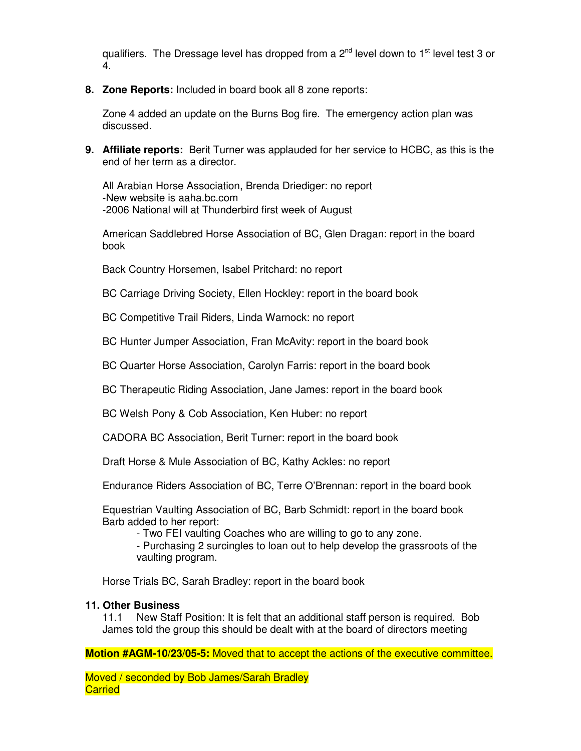qualifiers. The Dressage level has dropped from a 2nd level down to 1st level test 3 or 4.

8. **Zone Reports:** Included in board book all 8 zone reports:

   Zone 4 added an update on the Burns Bog fire. The emergency action plan was discussed.

9. **Affiliate reports:** Berit Turner was applauded for her service to HCBC, as this is the end of her term as a director.

   All Arabian Horse Association, Brenda Driediger: no report
   -New website is aaha.bc.com
   -2006 National will at Thunderbird first week of August

   American Saddlebred Horse Association of BC, Glen Dragan: report in the board book

   Back Country Horsemen, Isabel Pritchard: no report

   BC Carriage Driving Society, Ellen Hockley: report in the board book

   BC Competitive Trail Riders, Linda Warnock: no report

   BC Hunter Jumper Association, Fran McAvity: report in the board book

   BC Quarter Horse Association, Carolyn Farris: report in the board book

   BC Therapeutic Riding Association, Jane James: report in the board book

   BC Welsh Pony & Cob Association, Ken Huber: no report

   CADORA BC Association, Berit Turner: report in the board book

   Draft Horse & Mule Association of BC, Kathy Ackles: no report

   Endurance Riders Association of BC, Terre O'Brennan: report in the board book

   Equestrian Vaulting Association of BC, Barb Schmidt: report in the board book
   Barb added to her report:
   - Two FEI vaulting Coaches who are willing to go to any zone.
   - Purchasing 2 surcingles to loan out to help develop the grassroots of the vaulting program.

   Horse Trials BC, Sarah Bradley: report in the board book

**11. Other Business**

11.1 New Staff Position: It is felt that an additional staff person is required. Bob James told the group this should be dealt with at the board of directors meeting

**Motion #AGM-10/23/05-5:** Moved that to accept the actions of the executive committee.

Moved / seconded by Bob James/Sarah Bradley
Carried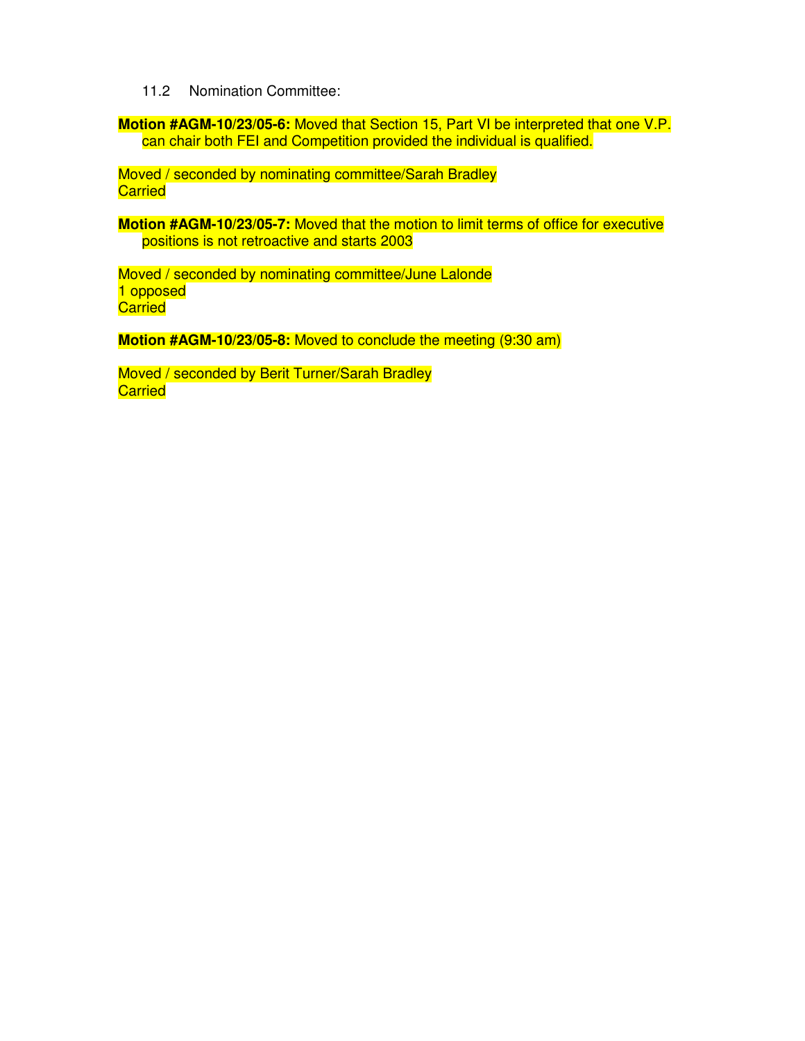11.2 Nomination Committee:

**Motion #AGM-10/23/05-6:** Moved that Section 15, Part VI be interpreted that one V.P. can chair both FEI and Competition provided the individual is qualified.

Moved / seconded by nominating committee/Sarah Bradley
Carried

**Motion #AGM-10/23/05-7:** Moved that the motion to limit terms of office for executive positions is not retroactive and starts 2003

Moved / seconded by nominating committee/June Lalonde
1 opposed
Carried

**Motion #AGM-10/23/05-8:** Moved to conclude the meeting (9:30 am)

Moved / seconded by Berit Turner/Sarah Bradley
Carried